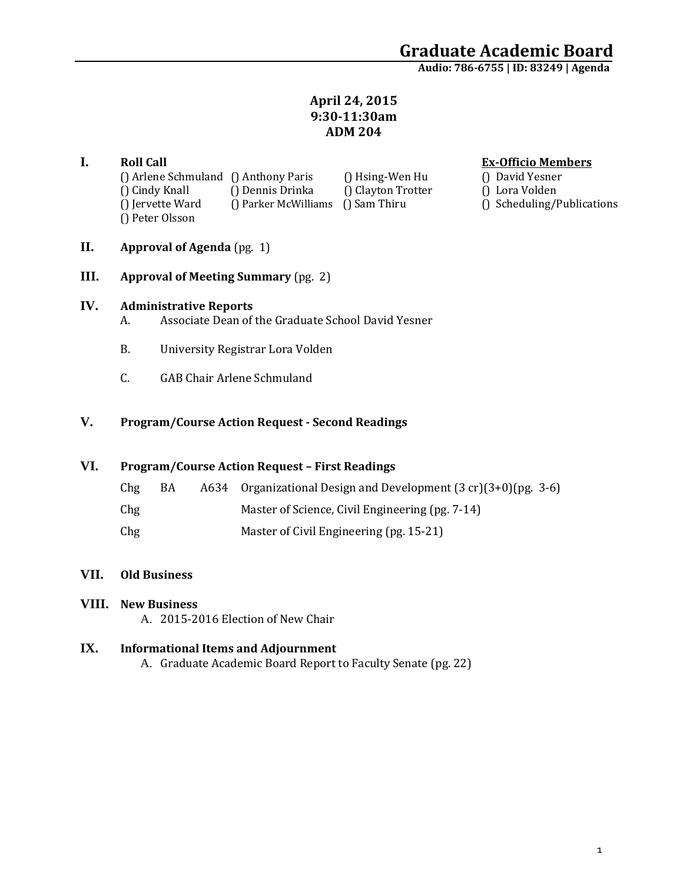# Graduate Academic Board

**Audio: 786-6755 | ID: 83249 | Agenda**

**April 24, 2015**
**9:30-11:30am**
**ADM 204**

## I. Roll Call

() Arlene Schmuland () Anthony Paris () Hsing-Wen Hu
() Cindy Knall () Dennis Drinka () Clayton Trotter
() Jervette Ward () Parker McWilliams () Sam Thiru
() Peter Olsson

**Ex-Officio Members**

() David Yesner
() Lora Volden
() Scheduling/Publications

## II. Approval of Agenda (pg. 1)

## III. Approval of Meeting Summary (pg. 2)

## IV. Administrative Reports

A. Associate Dean of the Graduate School David Yesner

B. University Registrar Lora Volden

C. GAB Chair Arlene Schmuland

## V. Program/Course Action Request - Second Readings

## VI. Program/Course Action Request – First Readings

| | | | |
|---|---|---|---|
| Chg | BA | A634 | Organizational Design and Development (3 cr)(3+0)(pg. 3-6) |
| Chg | | | Master of Science, Civil Engineering (pg. 7-14) |
| Chg | | | Master of Civil Engineering (pg. 15-21) |

## VII. Old Business

## VIII. New Business

A. 2015-2016 Election of New Chair

## IX. Informational Items and Adjournment

A. Graduate Academic Board Report to Faculty Senate (pg. 22)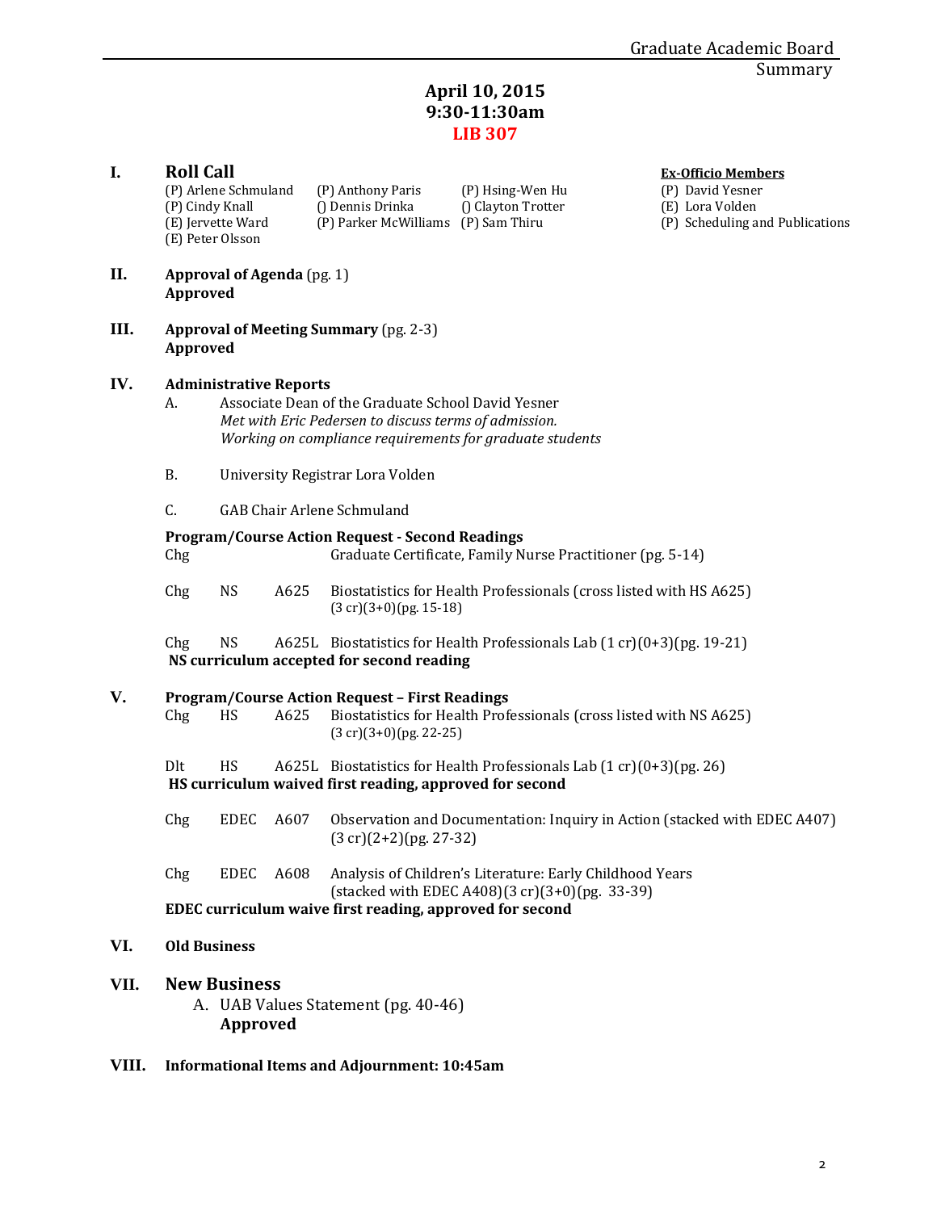Graduate Academic Board
Summary

# April 10, 2015
# 9:30-11:30am
# LIB 307

## I. Roll Call

| | | | Ex-Officio Members |
|---|---|---|---|
| (P) Arlene Schmuland | (P) Anthony Paris | (P) Hsing-Wen Hu | (P) David Yesner |
| (P) Cindy Knall | () Dennis Drinka | () Clayton Trotter | (E) Lora Volden |
| (E) Jervette Ward | (P) Parker McWilliams | (P) Sam Thiru | (P) Scheduling and Publications |
| (E) Peter Olsson | | | |

## II. Approval of Agenda (pg. 1)
**Approved**

## III. Approval of Meeting Summary (pg. 2-3)
**Approved**

## IV. Administrative Reports

A. Associate Dean of the Graduate School David Yesner
*Met with Eric Pedersen to discuss terms of admission.*
*Working on compliance requirements for graduate students*

B. University Registrar Lora Volden

C. GAB Chair Arlene Schmuland

**Program/Course Action Request - Second Readings**

Chg Graduate Certificate, Family Nurse Practitioner (pg. 5-14)

Chg NS A625 Biostatistics for Health Professionals (cross listed with HS A625) (3 cr)(3+0)(pg. 15-18)

Chg NS A625L Biostatistics for Health Professionals Lab (1 cr)(0+3)(pg. 19-21)
**NS curriculum accepted for second reading**

## V. Program/Course Action Request – First Readings

Chg HS A625 Biostatistics for Health Professionals (cross listed with NS A625) (3 cr)(3+0)(pg. 22-25)

Dlt HS A625L Biostatistics for Health Professionals Lab (1 cr)(0+3)(pg. 26)
**HS curriculum waived first reading, approved for second**

Chg EDEC A607 Observation and Documentation: Inquiry in Action (stacked with EDEC A407) (3 cr)(2+2)(pg. 27-32)

Chg EDEC A608 Analysis of Children's Literature: Early Childhood Years (stacked with EDEC A408)(3 cr)(3+0)(pg. 33-39)
**EDEC curriculum waive first reading, approved for second**

## VI. Old Business

## VII. New Business

A. UAB Values Statement (pg. 40-46)
**Approved**

## VIII. Informational Items and Adjournment: 10:45am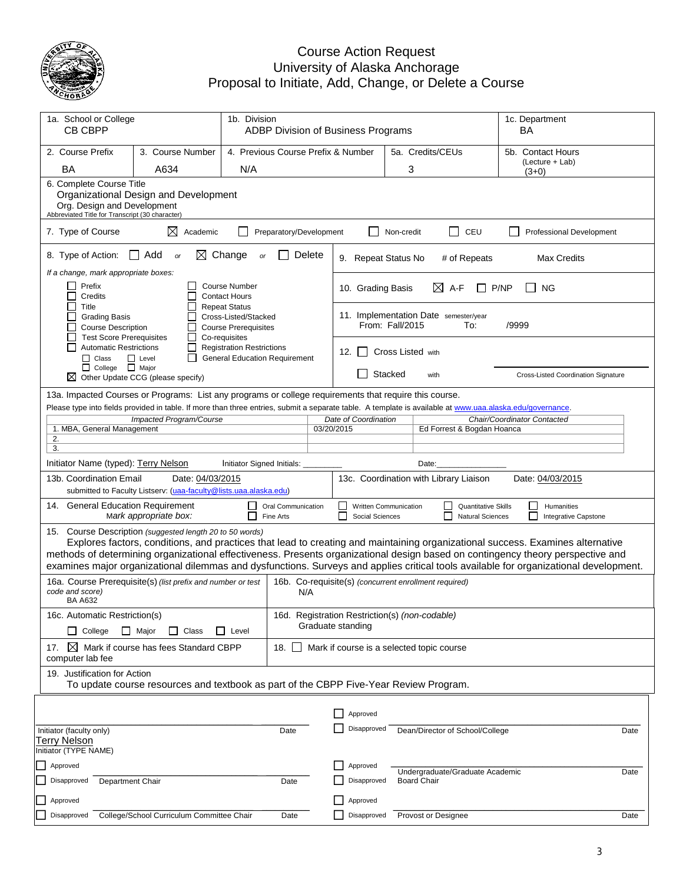# Course Action Request
## University of Alaska Anchorage
## Proposal to Initiate, Add, Change, or Delete a Course

| 1a. School or College | 1b. Division | 1c. Department |
|---|---|---|
| CB CBPP | ADBP Division of Business Programs | BA |

| 2. Course Prefix | 3. Course Number | 4. Previous Course Prefix & Number | 5a. Credits/CEUs | 5b. Contact Hours (Lecture + Lab) |
|---|---|---|---|---|
| BA | A634 | N/A | 3 | (3+0) |

**6. Complete Course Title**
Organizational Design and Development
Org. Design and Development
Abbreviated Title for Transcript (30 character)

**7. Type of Course** ☒ Academic ☐ Preparatory/Development ☐ Non-credit ☐ CEU ☐ Professional Development

**8. Type of Action:** ☐ Add *or* ☒ Change *or* ☐ Delete

*If a change, mark appropriate boxes:*

- ☐ Prefix
- ☐ Credits
- ☐ Title
- ☐ Grading Basis
- ☐ Course Description
- ☐ Test Score Prerequisites
- ☐ Automatic Restrictions
  - ☐ Class ☐ Level
  - ☐ College ☐ Major
- ☒ Other Update CCG (please specify)
- ☐ Course Number
- ☐ Contact Hours
- ☐ Repeat Status
- ☐ Cross-Listed/Stacked
- ☐ Course Prerequisites
- ☐ Co-requisites
- ☐ Registration Restrictions
- ☐ General Education Requirement

**9. Repeat Status** No # of Repeats Max Credits

**10. Grading Basis** ☒ A-F ☐ P/NP ☐ NG

**11. Implementation Date** semester/year From: Fall/2015 To: /9999

**12.** ☐ Cross Listed with
☐ Stacked with
Cross-Listed Coordination Signature

**13a. Impacted Courses or Programs:** List any programs or college requirements that require this course.
Please type into fields provided in table. If more than three entries, submit a separate table. A template is available at www.uaa.alaska.edu/governance.

| Impacted Program/Course | Date of Coordination | Chair/Coordinator Contacted |
|---|---|---|
| 1. MBA, General Management | 03/20/2015 | Ed Forrest & Bogdan Hoanca |
| 2. | | |
| 3. | | |

Initiator Name (typed): Terry Nelson Initiator Signed Initials: ________ Date:______________

**13b. Coordination Email** Date: 04/03/2015
submitted to Faculty Listserv: (uaa-faculty@lists.uaa.alaska.edu)

**13c. Coordination with Library Liaison** Date: 04/03/2015

**14. General Education Requirement** *Mark appropriate box:*
☐ Oral Communication ☐ Written Communication ☐ Quantitative Skills ☐ Humanities
☐ Fine Arts ☐ Social Sciences ☐ Natural Sciences ☐ Integrative Capstone

**15. Course Description** *(suggested length 20 to 50 words)*
Explores factors, conditions, and practices that lead to creating and maintaining organizational success. Examines alternative methods of determining organizational effectiveness. Presents organizational design based on contingency theory perspective and examines major organizational dilemmas and dysfunctions. Surveys and applies critical tools available for organizational development.

**16a. Course Prerequisite(s)** *(list prefix and number or test code and score)*
BA A632

**16b. Co-requisite(s)** *(concurrent enrollment required)*
N/A

**16c. Automatic Restriction(s)**
☐ College ☐ Major ☐ Class ☐ Level

**16d. Registration Restriction(s)** *(non-codable)*
Graduate standing

**17.** ☒ Mark if course has fees Standard CBPP computer lab fee

**18.** ☐ Mark if course is a selected topic course

**19. Justification for Action**
To update course resources and textbook as part of the CBPP Five-Year Review Program.

---

Initiator (faculty only) Date
Terry Nelson
Initiator (TYPE NAME)

☐ Approved
☐ Disapproved Department Chair Date

☐ Approved
☐ Disapproved College/School Curriculum Committee Chair Date

☐ Approved
☐ Disapproved Dean/Director of School/College Date

☐ Approved
☐ Disapproved Undergraduate/Graduate Academic Board Chair Date

☐ Approved
☐ Disapproved Provost or Designee Date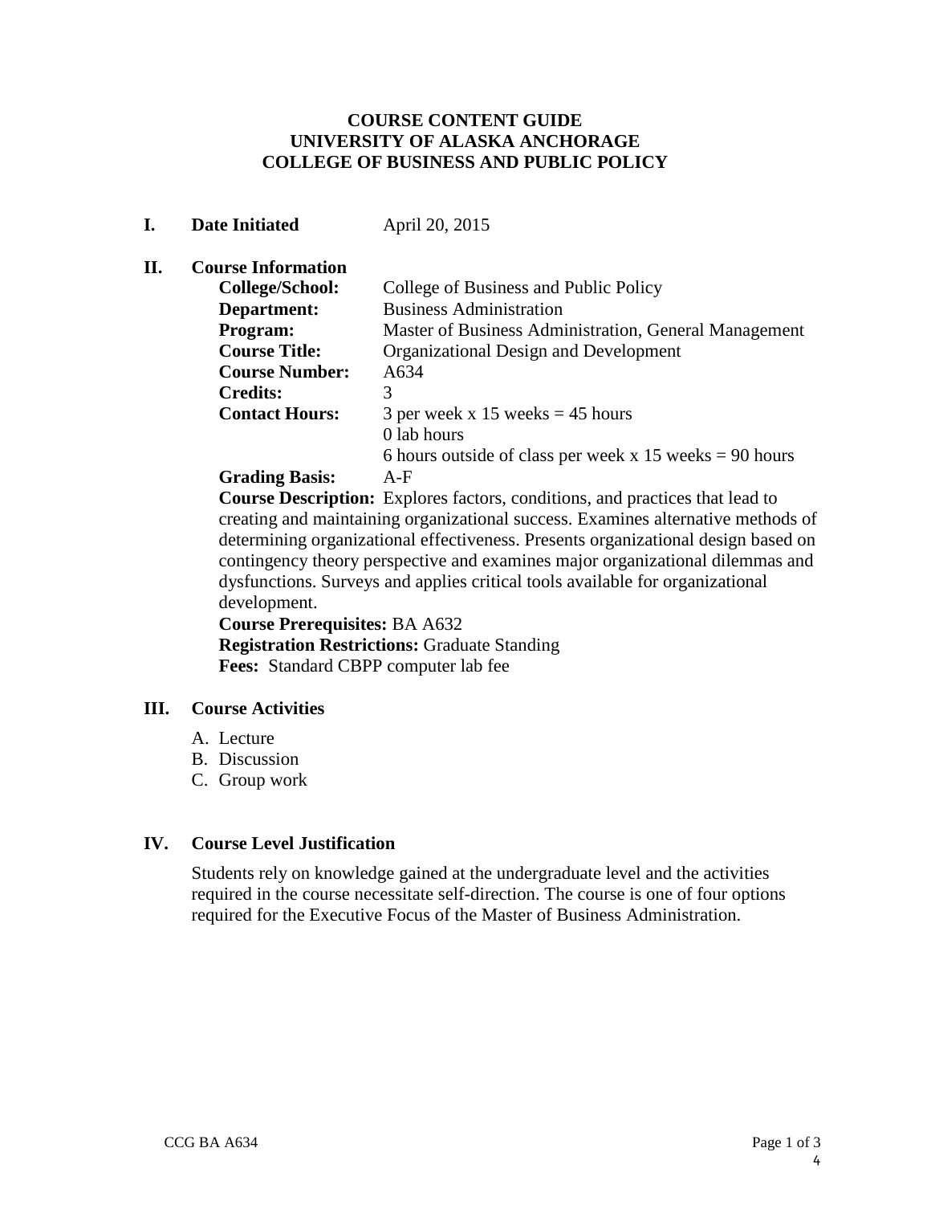# COURSE CONTENT GUIDE
# UNIVERSITY OF ALASKA ANCHORAGE
# COLLEGE OF BUSINESS AND PUBLIC POLICY

## I. Date Initiated

April 20, 2015

## II. Course Information

**College/School:** College of Business and Public Policy
**Department:** Business Administration
**Program:** Master of Business Administration, General Management
**Course Title:** Organizational Design and Development
**Course Number:** A634
**Credits:** 3
**Contact Hours:** 3 per week x 15 weeks = 45 hours
0 lab hours
6 hours outside of class per week x 15 weeks = 90 hours
**Grading Basis:** A-F

**Course Description:** Explores factors, conditions, and practices that lead to creating and maintaining organizational success. Examines alternative methods of determining organizational effectiveness. Presents organizational design based on contingency theory perspective and examines major organizational dilemmas and dysfunctions. Surveys and applies critical tools available for organizational development.

**Course Prerequisites:** BA A632

**Registration Restrictions:** Graduate Standing

**Fees:** Standard CBPP computer lab fee

## III. Course Activities

A. Lecture
B. Discussion
C. Group work

## IV. Course Level Justification

Students rely on knowledge gained at the undergraduate level and the activities required in the course necessitate self-direction. The course is one of four options required for the Executive Focus of the Master of Business Administration.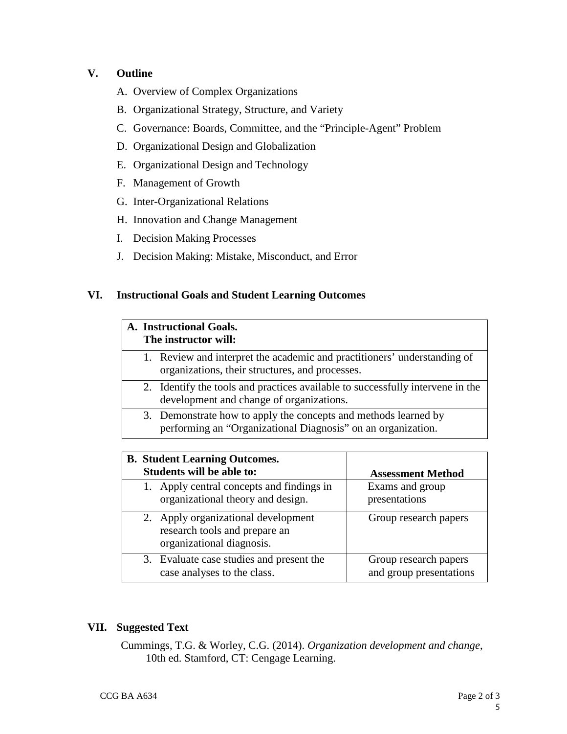## V. Outline

A. Overview of Complex Organizations

B. Organizational Strategy, Structure, and Variety

C. Governance: Boards, Committee, and the "Principle-Agent" Problem

D. Organizational Design and Globalization

E. Organizational Design and Technology

F. Management of Growth

G. Inter-Organizational Relations

H. Innovation and Change Management

I. Decision Making Processes

J. Decision Making: Mistake, Misconduct, and Error

## VI. Instructional Goals and Student Learning Outcomes

| **A. Instructional Goals. The instructor will:** |
|---|
| 1. Review and interpret the academic and practitioners' understanding of organizations, their structures, and processes. |
| 2. Identify the tools and practices available to successfully intervene in the development and change of organizations. |
| 3. Demonstrate how to apply the concepts and methods learned by performing an "Organizational Diagnosis" on an organization. |

| **B. Student Learning Outcomes. Students will be able to:** | **Assessment Method** |
|---|---|
| 1. Apply central concepts and findings in organizational theory and design. | Exams and group presentations |
| 2. Apply organizational development research tools and prepare an organizational diagnosis. | Group research papers |
| 3. Evaluate case studies and present the case analyses to the class. | Group research papers and group presentations |

## VII. Suggested Text

Cummings, T.G. & Worley, C.G. (2014). *Organization development and change*, 10th ed. Stamford, CT: Cengage Learning.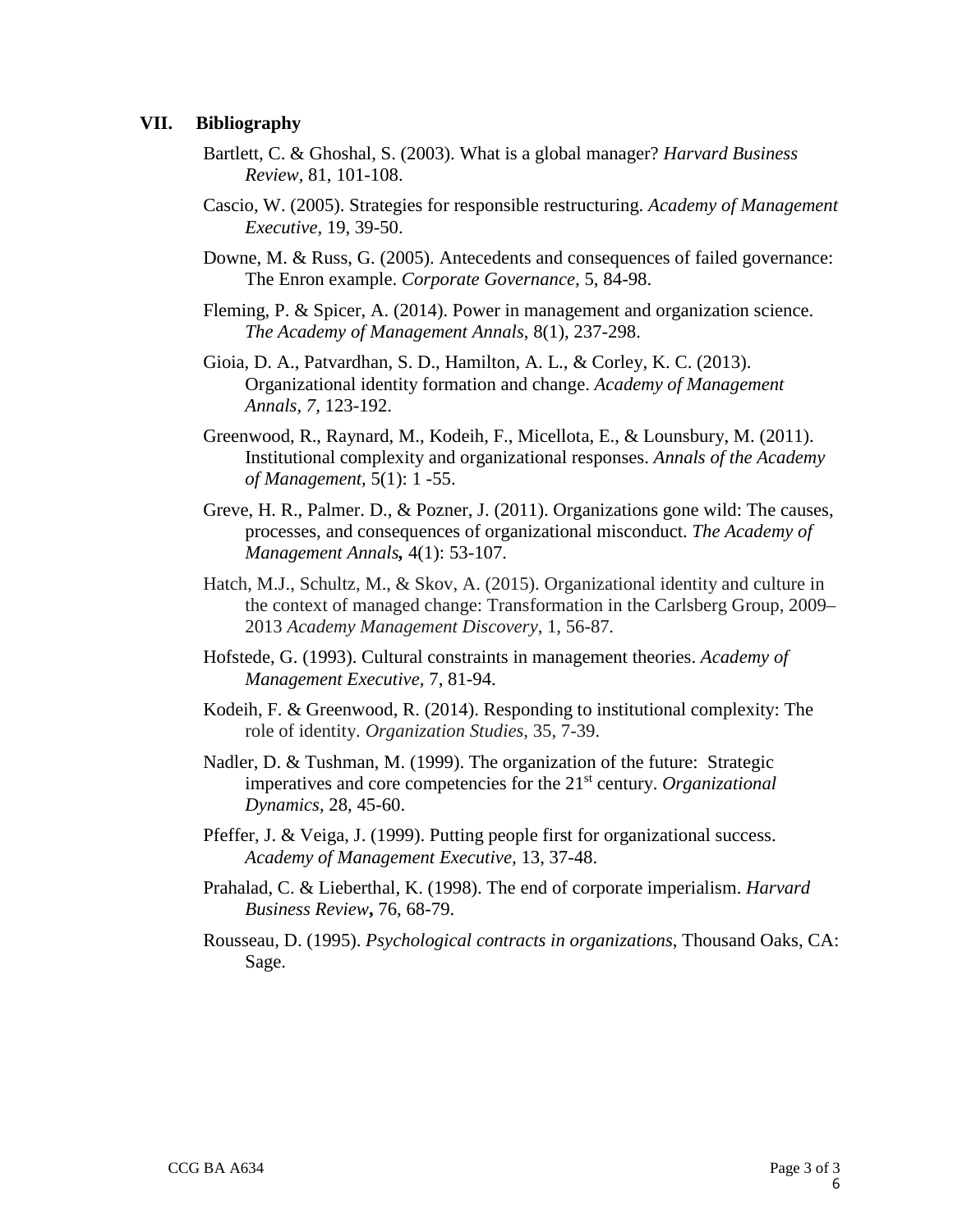## VII. Bibliography

Bartlett, C. & Ghoshal, S. (2003). What is a global manager? *Harvard Business Review,* 81, 101-108.

Cascio, W. (2005). Strategies for responsible restructuring. *Academy of Management Executive,* 19, 39-50.

Downe, M. & Russ, G. (2005). Antecedents and consequences of failed governance: The Enron example. *Corporate Governance,* 5, 84-98.

Fleming, P. & Spicer, A. (2014). Power in management and organization science. *The Academy of Management Annals*, 8(1), 237-298.

Gioia, D. A., Patvardhan, S. D., Hamilton, A. L., & Corley, K. C. (2013). Organizational identity formation and change. *Academy of Management Annals, 7*, 123-192.

Greenwood, R., Raynard, M., Kodeih, F., Micellota, E., & Lounsbury, M. (2011). Institutional complexity and organizational responses. *Annals of the Academy of Management,* 5(1): 1 -55.

Greve, H. R., Palmer. D., & Pozner, J. (2011). Organizations gone wild: The causes, processes, and consequences of organizational misconduct. *The Academy of Management Annals,* 4(1): 53-107.

Hatch, M.J., Schultz, M., & Skov, A. (2015). Organizational identity and culture in the context of managed change: Transformation in the Carlsberg Group, 2009–2013 *Academy Management Discovery*, 1, 56-87.

Hofstede, G. (1993). Cultural constraints in management theories. *Academy of Management Executive,* 7, 81-94.

Kodeih, F. & Greenwood, R. (2014). Responding to institutional complexity: The role of identity. *Organization Studies,* 35, 7-39.

Nadler, D. & Tushman, M. (1999). The organization of the future: Strategic imperatives and core competencies for the 21st century. *Organizational Dynamics*, 28, 45-60.

Pfeffer, J. & Veiga, J. (1999). Putting people first for organizational success. *Academy of Management Executive,* 13, 37-48.

Prahalad, C. & Lieberthal, K. (1998). The end of corporate imperialism. *Harvard Business Review***,** 76, 68-79.

Rousseau, D. (1995). *Psychological contracts in organizations*, Thousand Oaks, CA: Sage.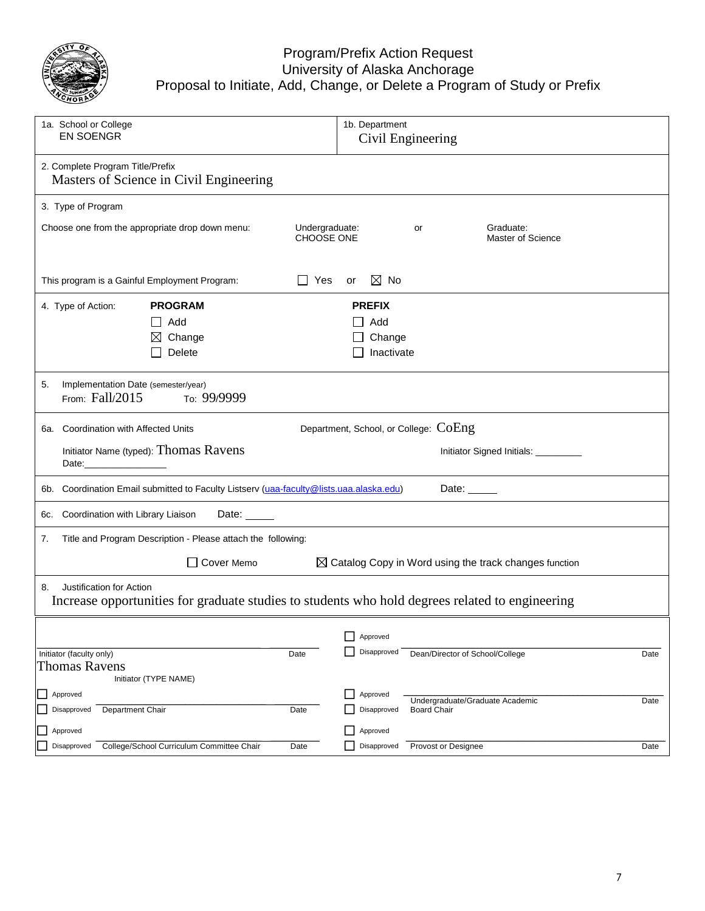# Program/Prefix Action Request
## University of Alaska Anchorage
## Proposal to Initiate, Add, Change, or Delete a Program of Study or Prefix

| | |
|---|---|
| 1a. School or College<br>EN SOENGR | 1b. Department<br>Civil Engineering |

2. Complete Program Title/Prefix
Masters of Science in Civil Engineering

3. Type of Program

Choose one from the appropriate drop down menu: Undergraduate: CHOOSE ONE or Graduate: Master of Science

This program is a Gainful Employment Program: ☐ Yes or ☒ No

4. Type of Action:

| PROGRAM | PREFIX |
|---|---|
| ☐ Add | ☐ Add |
| ☒ Change | ☐ Change |
| ☐ Delete | ☐ Inactivate |

5. Implementation Date (semester/year)
From: Fall/2015 To: 99/9999

6a. Coordination with Affected Units — Department, School, or College: CoEng

Initiator Name (typed): Thomas Ravens — Initiator Signed Initials: _________

Date: ________________

6b. Coordination Email submitted to Faculty Listserv (uaa-faculty@lists.uaa.alaska.edu) Date: _____

6c. Coordination with Library Liaison Date: _____

7. Title and Program Description - Please attach the following:

☐ Cover Memo ☒ Catalog Copy in Word using the track changes function

8. Justification for Action
Increase opportunities for graduate studies to students who hold degrees related to engineering

| | | | |
|---|---|---|---|
| Initiator (faculty only)<br>Thomas Ravens<br>Initiator (TYPE NAME) | Date | ☐ Approved<br>☐ Disapproved — Dean/Director of School/College | Date |
| ☐ Approved<br>☐ Disapproved — Department Chair | Date | ☐ Approved<br>☐ Disapproved — Undergraduate/Graduate Academic Board Chair | Date |
| ☐ Approved<br>☐ Disapproved — College/School Curriculum Committee Chair | Date | ☐ Approved<br>☐ Disapproved — Provost or Designee | Date |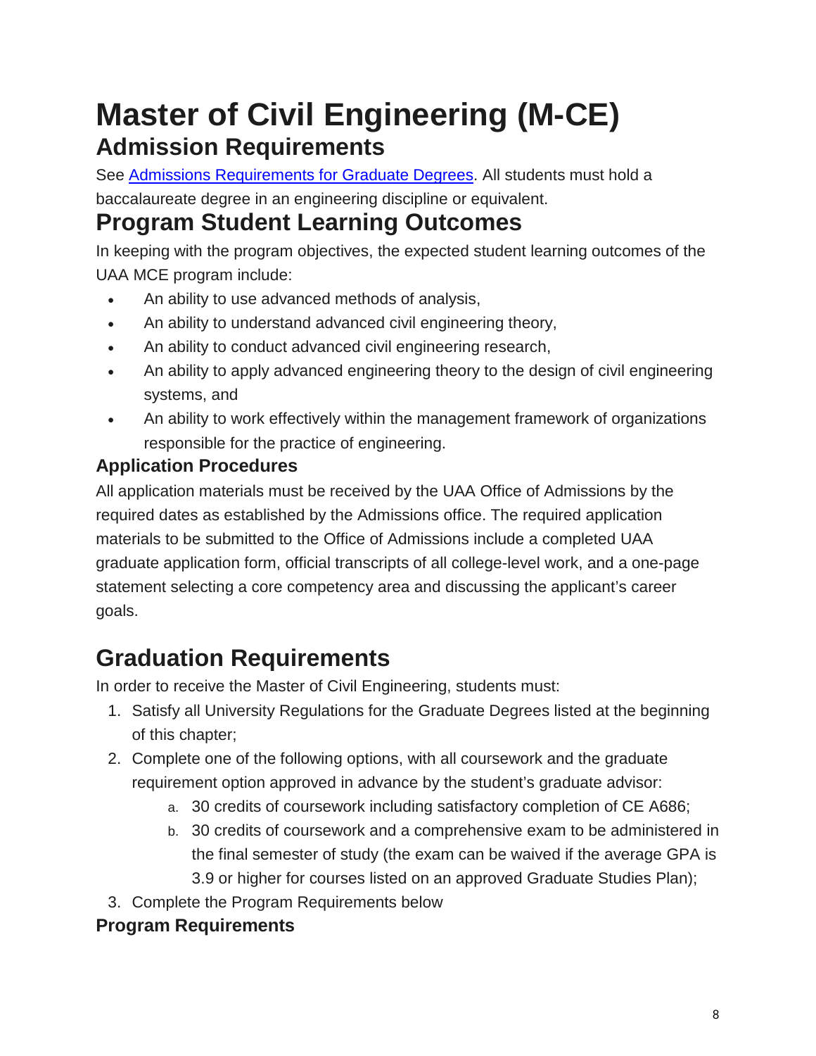# Master of Civil Engineering (M-CE)

## Admission Requirements

See [Admissions Requirements for Graduate Degrees](). All students must hold a baccalaureate degree in an engineering discipline or equivalent.

## Program Student Learning Outcomes

In keeping with the program objectives, the expected student learning outcomes of the UAA MCE program include:

- An ability to use advanced methods of analysis,
- An ability to understand advanced civil engineering theory,
- An ability to conduct advanced civil engineering research,
- An ability to apply advanced engineering theory to the design of civil engineering systems, and
- An ability to work effectively within the management framework of organizations responsible for the practice of engineering.

### Application Procedures

All application materials must be received by the UAA Office of Admissions by the required dates as established by the Admissions office. The required application materials to be submitted to the Office of Admissions include a completed UAA graduate application form, official transcripts of all college-level work, and a one-page statement selecting a core competency area and discussing the applicant's career goals.

## Graduation Requirements

In order to receive the Master of Civil Engineering, students must:

1. Satisfy all University Regulations for the Graduate Degrees listed at the beginning of this chapter;
2. Complete one of the following options, with all coursework and the graduate requirement option approved in advance by the student's graduate advisor:
   a. 30 credits of coursework including satisfactory completion of CE A686;
   b. 30 credits of coursework and a comprehensive exam to be administered in the final semester of study (the exam can be waived if the average GPA is 3.9 or higher for courses listed on an approved Graduate Studies Plan);
3. Complete the Program Requirements below

### Program Requirements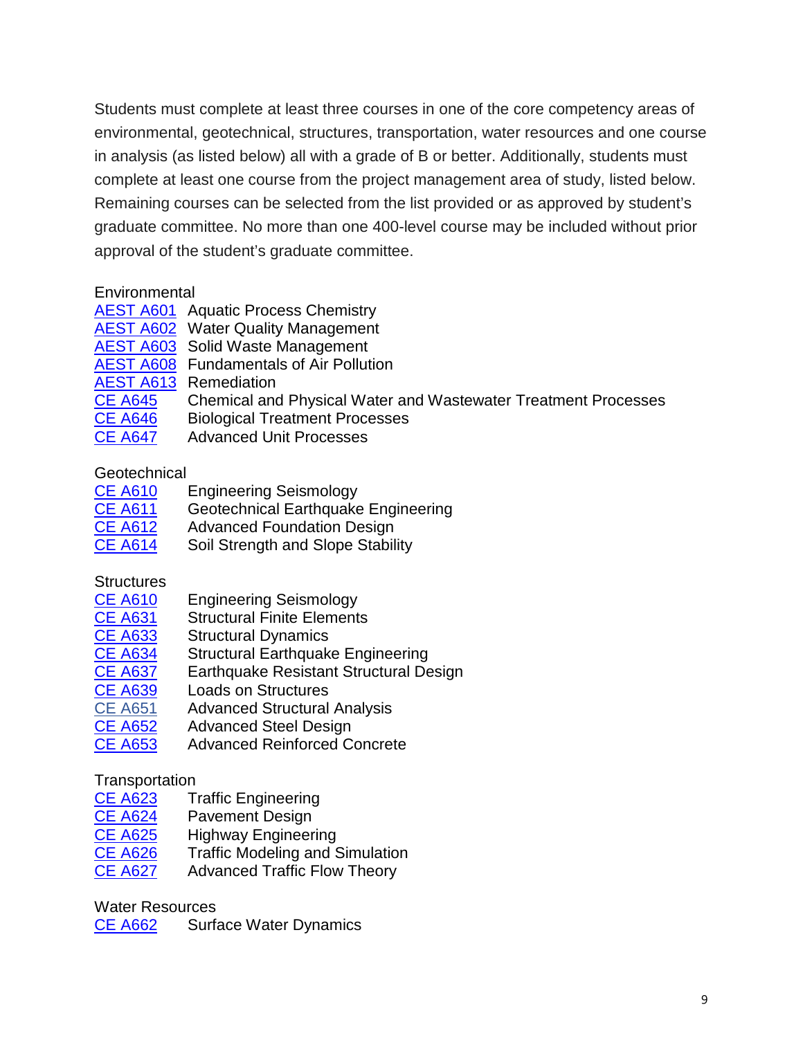Students must complete at least three courses in one of the core competency areas of environmental, geotechnical, structures, transportation, water resources and one course in analysis (as listed below) all with a grade of B or better. Additionally, students must complete at least one course from the project management area of study, listed below. Remaining courses can be selected from the list provided or as approved by student's graduate committee. No more than one 400-level course may be included without prior approval of the student's graduate committee.

Environmental

AEST A601 Aquatic Process Chemistry
AEST A602 Water Quality Management
AEST A603 Solid Waste Management
AEST A608 Fundamentals of Air Pollution
AEST A613 Remediation
CE A645 Chemical and Physical Water and Wastewater Treatment Processes
CE A646 Biological Treatment Processes
CE A647 Advanced Unit Processes

Geotechnical

CE A610 Engineering Seismology
CE A611 Geotechnical Earthquake Engineering
CE A612 Advanced Foundation Design
CE A614 Soil Strength and Slope Stability

Structures

CE A610 Engineering Seismology
CE A631 Structural Finite Elements
CE A633 Structural Dynamics
CE A634 Structural Earthquake Engineering
CE A637 Earthquake Resistant Structural Design
CE A639 Loads on Structures
CE A651 Advanced Structural Analysis
CE A652 Advanced Steel Design
CE A653 Advanced Reinforced Concrete

Transportation

CE A623 Traffic Engineering
CE A624 Pavement Design
CE A625 Highway Engineering
CE A626 Traffic Modeling and Simulation
CE A627 Advanced Traffic Flow Theory

Water Resources

CE A662 Surface Water Dynamics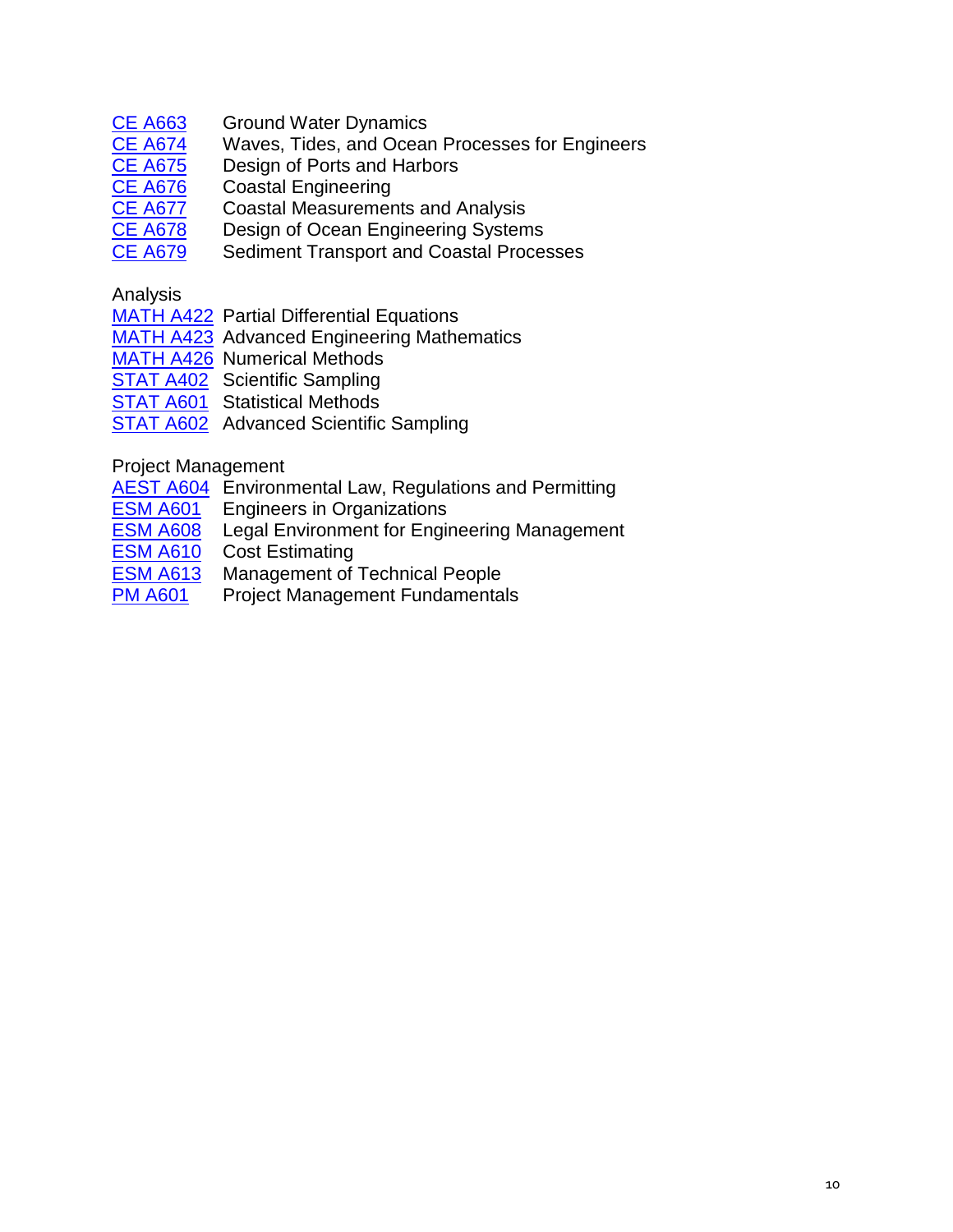CE A663 Ground Water Dynamics
CE A674 Waves, Tides, and Ocean Processes for Engineers
CE A675 Design of Ports and Harbors
CE A676 Coastal Engineering
CE A677 Coastal Measurements and Analysis
CE A678 Design of Ocean Engineering Systems
CE A679 Sediment Transport and Coastal Processes

Analysis

MATH A422 Partial Differential Equations
MATH A423 Advanced Engineering Mathematics
MATH A426 Numerical Methods
STAT A402 Scientific Sampling
STAT A601 Statistical Methods
STAT A602 Advanced Scientific Sampling

Project Management

AEST A604 Environmental Law, Regulations and Permitting
ESM A601 Engineers in Organizations
ESM A608 Legal Environment for Engineering Management
ESM A610 Cost Estimating
ESM A613 Management of Technical People
PM A601 Project Management Fundamentals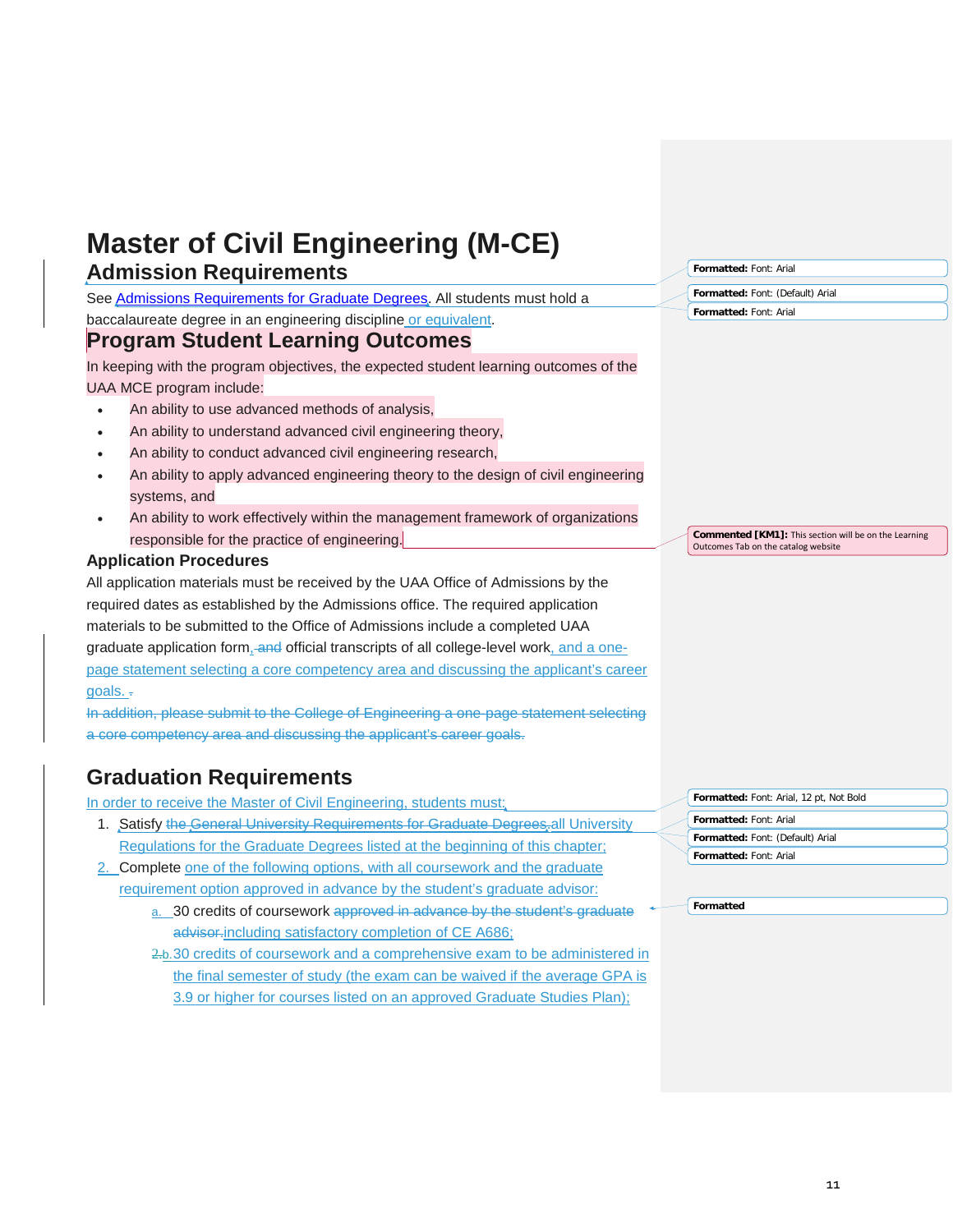# Master of Civil Engineering (M-CE)

## Admission Requirements

See Admissions Requirements for Graduate Degrees. All students must hold a baccalaureate degree in an engineering discipline or equivalent.

## Program Student Learning Outcomes

In keeping with the program objectives, the expected student learning outcomes of the UAA MCE program include:

- An ability to use advanced methods of analysis,
- An ability to understand advanced civil engineering theory,
- An ability to conduct advanced civil engineering research,
- An ability to apply advanced engineering theory to the design of civil engineering systems, and
- An ability to work effectively within the management framework of organizations responsible for the practice of engineering.

### Application Procedures

All application materials must be received by the UAA Office of Admissions by the required dates as established by the Admissions office. The required application materials to be submitted to the Office of Admissions include a completed UAA graduate application form, ~~and~~ official transcripts of all college-level work, and a one-page statement selecting a core competency area and discussing the applicant's career goals. ~~.~~

~~In addition, please submit to the College of Engineering a one-page statement selecting a core competency area and discussing the applicant's career goals.~~

## Graduation Requirements

In order to receive the Master of Civil Engineering, students must:

1. Satisfy ~~the General University Requirements for Graduate Degrees.~~ all University Regulations for the Graduate Degrees listed at the beginning of this chapter;
2. Complete one of the following options, with all coursework and the graduate requirement option approved in advance by the student's graduate advisor:
   a. 30 credits of coursework ~~approved in advance by the student's graduate advisor.~~ including satisfactory completion of CE A686;
   ~~2.~~ b. 30 credits of coursework and a comprehensive exam to be administered in the final semester of study (the exam can be waived if the average GPA is 3.9 or higher for courses listed on an approved Graduate Studies Plan);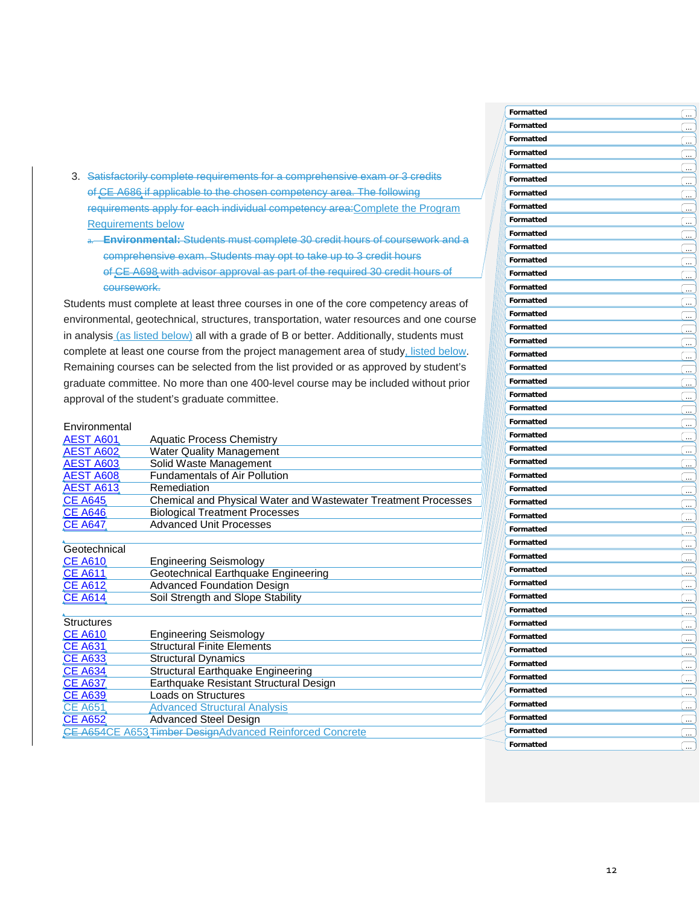3. ~~Satisfactorily complete requirements for a comprehensive exam or 3 credits of CE A686 if applicable to the chosen competency area. The following requirements apply for each individual competency area:~~Complete the Program Requirements below
   a. ~~**Environmental:** Students must complete 30 credit hours of coursework and a comprehensive exam. Students may opt to take up to 3 credit hours of CE A698 with advisor approval as part of the required 30 credit hours of coursework.~~

Students must complete at least three courses in one of the core competency areas of environmental, geotechnical, structures, transportation, water resources and one course in analysis (as listed below) all with a grade of B or better. Additionally, students must complete at least one course from the project management area of study, listed below. Remaining courses can be selected from the list provided or as approved by student's graduate committee. No more than one 400-level course may be included without prior approval of the student's graduate committee.

Environmental

| | |
|---|---|
| AEST A601 | Aquatic Process Chemistry |
| AEST A602 | Water Quality Management |
| AEST A603 | Solid Waste Management |
| AEST A608 | Fundamentals of Air Pollution |
| AEST A613 | Remediation |
| CE A645 | Chemical and Physical Water and Wastewater Treatment Processes |
| CE A646 | Biological Treatment Processes |
| CE A647 | Advanced Unit Processes |

Geotechnical

| | |
|---|---|
| CE A610 | Engineering Seismology |
| CE A611 | Geotechnical Earthquake Engineering |
| CE A612 | Advanced Foundation Design |
| CE A614 | Soil Strength and Slope Stability |

Structures

| | |
|---|---|
| CE A610 | Engineering Seismology |
| CE A631 | Structural Finite Elements |
| CE A633 | Structural Dynamics |
| CE A634 | Structural Earthquake Engineering |
| CE A637 | Earthquake Resistant Structural Design |
| CE A639 | Loads on Structures |
| CE A651 | Advanced Structural Analysis |
| CE A652 | Advanced Steel Design |
| ~~CE A654~~CE A653 | ~~Timber Design~~Advanced Reinforced Concrete |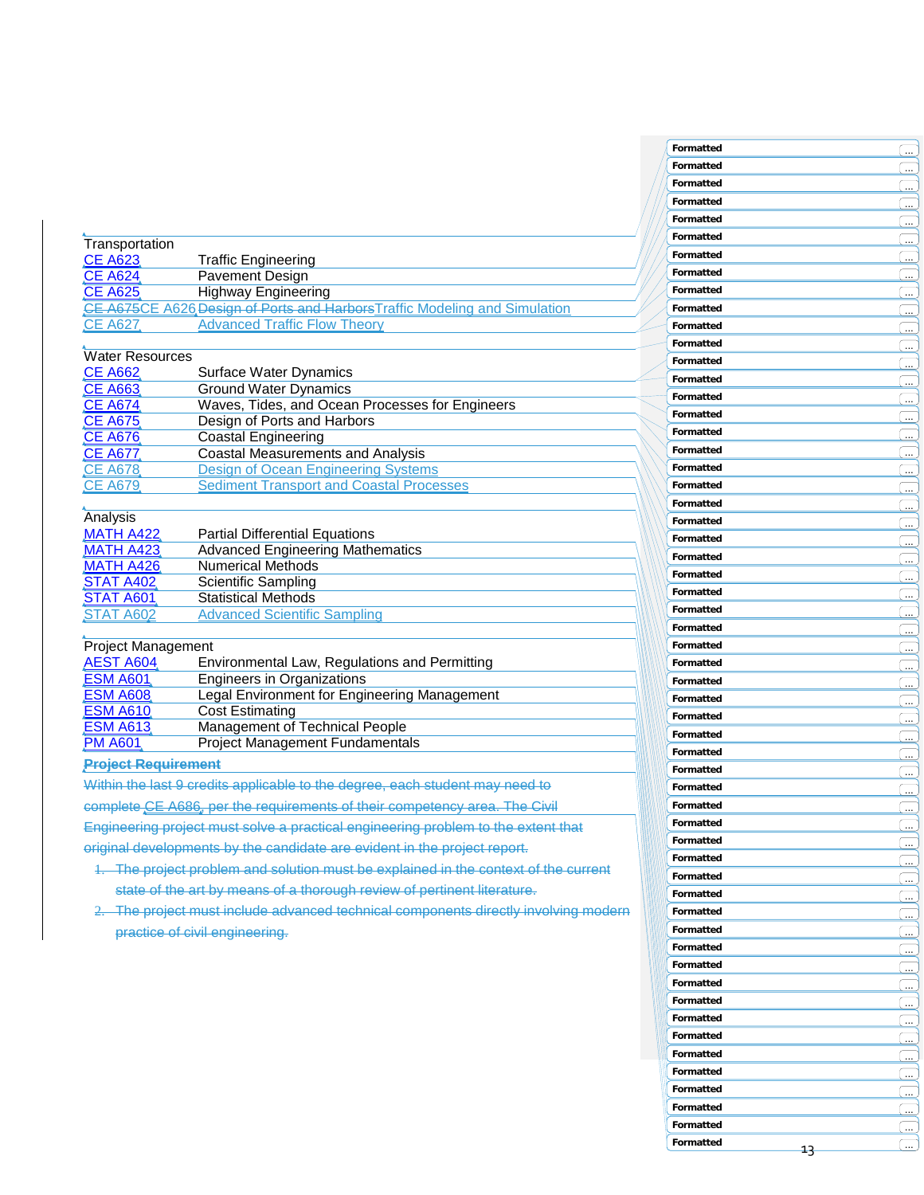Transportation

| | |
|---|---|
| CE A623 | Traffic Engineering |
| CE A624 | Pavement Design |
| CE A625 | Highway Engineering |
| ~~CE A675~~CE A626 | ~~Design of Ports and Harbors~~Traffic Modeling and Simulation |
| CE A627 | Advanced Traffic Flow Theory |

Water Resources

| | |
|---|---|
| CE A662 | Surface Water Dynamics |
| CE A663 | Ground Water Dynamics |
| CE A674 | Waves, Tides, and Ocean Processes for Engineers |
| CE A675 | Design of Ports and Harbors |
| CE A676 | Coastal Engineering |
| CE A677 | Coastal Measurements and Analysis |
| CE A678 | Design of Ocean Engineering Systems |
| CE A679 | Sediment Transport and Coastal Processes |

Analysis

| | |
|---|---|
| MATH A422 | Partial Differential Equations |
| MATH A423 | Advanced Engineering Mathematics |
| MATH A426 | Numerical Methods |
| STAT A402 | Scientific Sampling |
| STAT A601 | Statistical Methods |
| STAT A602 | Advanced Scientific Sampling |

Project Management

| | |
|---|---|
| AEST A604 | Environmental Law, Regulations and Permitting |
| ESM A601 | Engineers in Organizations |
| ESM A608 | Legal Environment for Engineering Management |
| ESM A610 | Cost Estimating |
| ESM A613 | Management of Technical People |
| PM A601 | Project Management Fundamentals |

~~**Project Requirement**~~

~~Within the last 9 credits applicable to the degree, each student may need to complete CE A686, per the requirements of their competency area. The Civil Engineering project must solve a practical engineering problem to the extent that original developments by the candidate are evident in the project report.~~

1. ~~The project problem and solution must be explained in the context of the current state of the art by means of a thorough review of pertinent literature.~~
2. ~~The project must include advanced technical components directly involving modern practice of civil engineering.~~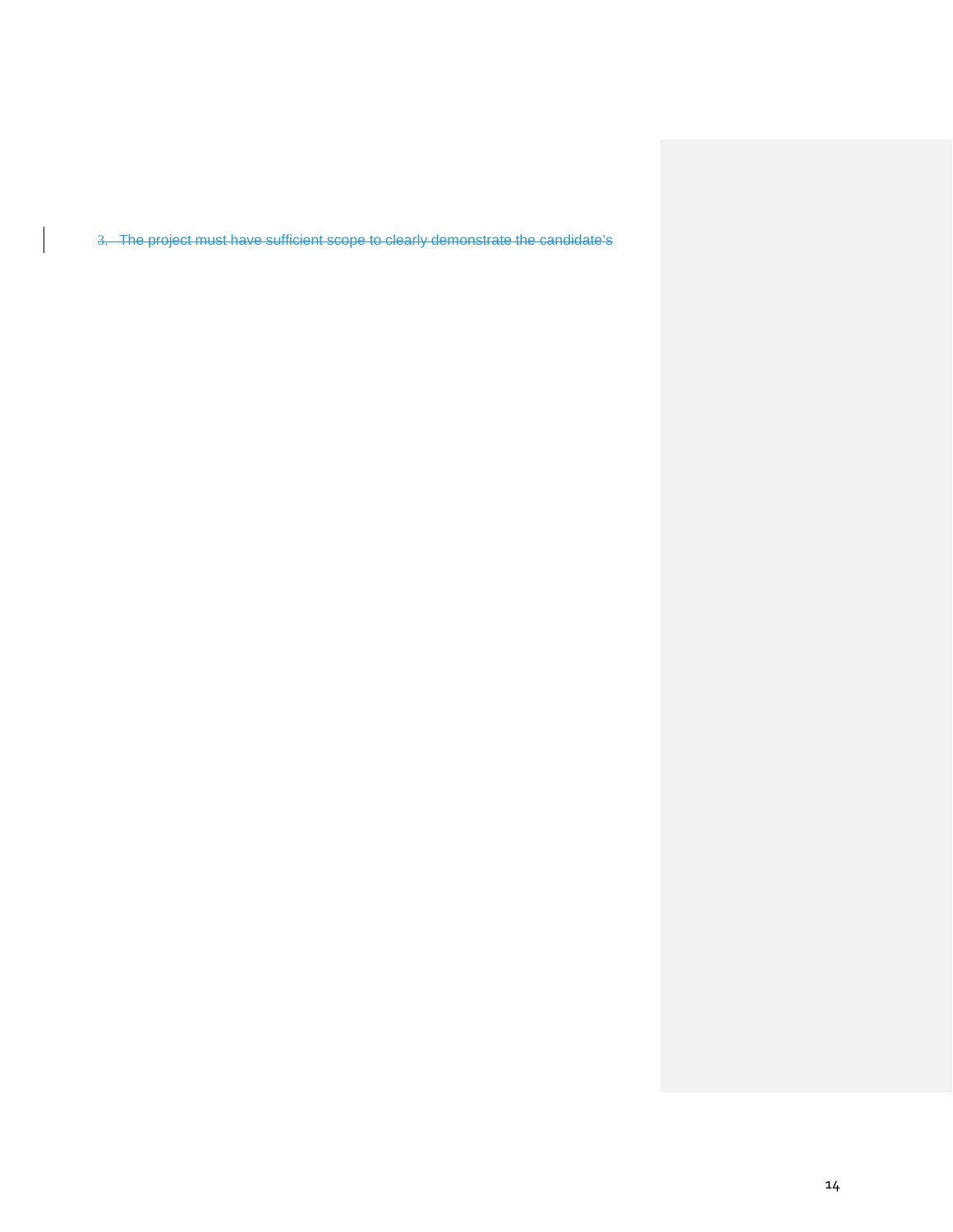3. ~~The project must have sufficient scope to clearly demonstrate the candidate's~~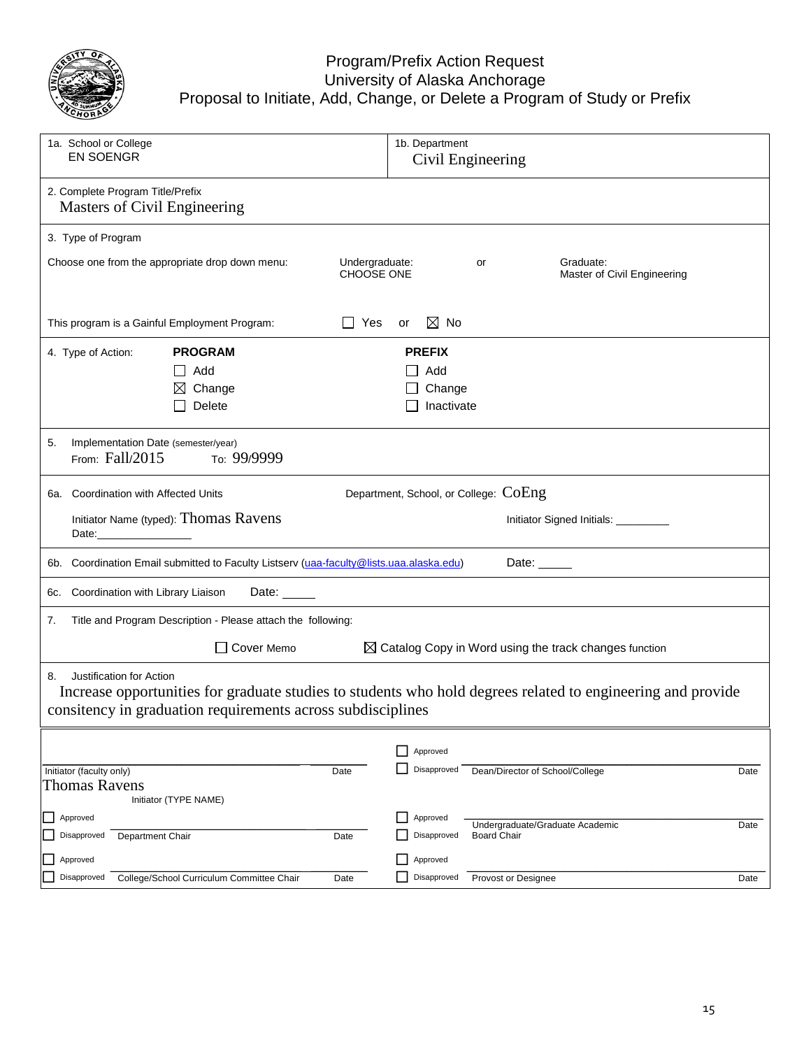# Program/Prefix Action Request
## University of Alaska Anchorage
## Proposal to Initiate, Add, Change, or Delete a Program of Study or Prefix

| | |
|---|---|
| 1a. School or College<br>EN SOENGR | 1b. Department<br>Civil Engineering |

2. Complete Program Title/Prefix
Masters of Civil Engineering

3. Type of Program

Choose one from the appropriate drop down menu: Undergraduate: CHOOSE ONE or Graduate: Master of Civil Engineering

This program is a Gainful Employment Program: ☐ Yes or ☒ No

4. Type of Action:

| **PROGRAM** | **PREFIX** |
|---|---|
| ☐ Add | ☐ Add |
| ☒ Change | ☐ Change |
| ☐ Delete | ☐ Inactivate |

5. Implementation Date (semester/year)
From: Fall/2015 To: 99/9999

6a. Coordination with Affected Units — Department, School, or College: CoEng

Initiator Name (typed): Thomas Ravens — Initiator Signed Initials: _________
Date: _______________

6b. Coordination Email submitted to Faculty Listserv (uaa-faculty@lists.uaa.alaska.edu) Date: _____

6c. Coordination with Library Liaison Date: _____

7. Title and Program Description - Please attach the following:

☐ Cover Memo ☒ Catalog Copy in Word using the track changes function

8. Justification for Action
Increase opportunities for graduate studies to students who hold degrees related to engineering and provide consitency in graduation requirements across subdisciplines

| | | | | | |
|---|---|---|---|---|---|
| Initiator (faculty only)<br>Thomas Ravens<br>Initiator (TYPE NAME) | Date | ☐ Approved<br>☐ Disapproved | | Dean/Director of School/College | Date |
| ☐ Approved<br>☐ Disapproved | Department Chair | Date | ☐ Approved<br>☐ Disapproved | Undergraduate/Graduate Academic Board Chair | Date |
| ☐ Approved<br>☐ Disapproved | College/School Curriculum Committee Chair | Date | ☐ Approved<br>☐ Disapproved | Provost or Designee | Date |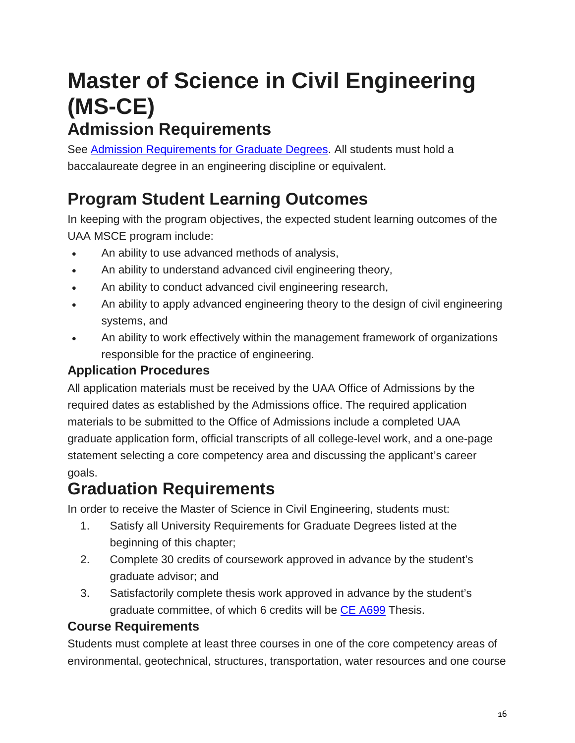# Master of Science in Civil Engineering (MS-CE)

## Admission Requirements

See [Admission Requirements for Graduate Degrees](). All students must hold a baccalaureate degree in an engineering discipline or equivalent.

## Program Student Learning Outcomes

In keeping with the program objectives, the expected student learning outcomes of the UAA MSCE program include:

- An ability to use advanced methods of analysis,
- An ability to understand advanced civil engineering theory,
- An ability to conduct advanced civil engineering research,
- An ability to apply advanced engineering theory to the design of civil engineering systems, and
- An ability to work effectively within the management framework of organizations responsible for the practice of engineering.

### Application Procedures

All application materials must be received by the UAA Office of Admissions by the required dates as established by the Admissions office. The required application materials to be submitted to the Office of Admissions include a completed UAA graduate application form, official transcripts of all college-level work, and a one-page statement selecting a core competency area and discussing the applicant's career goals.

## Graduation Requirements

In order to receive the Master of Science in Civil Engineering, students must:

1. Satisfy all University Requirements for Graduate Degrees listed at the beginning of this chapter;
2. Complete 30 credits of coursework approved in advance by the student's graduate advisor; and
3. Satisfactorily complete thesis work approved in advance by the student's graduate committee, of which 6 credits will be [CE A699]() Thesis.

### Course Requirements

Students must complete at least three courses in one of the core competency areas of environmental, geotechnical, structures, transportation, water resources and one course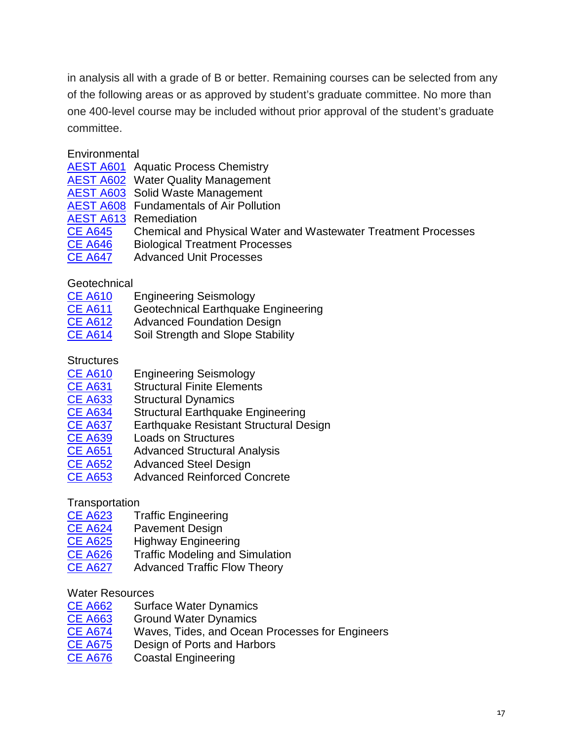in analysis all with a grade of B or better. Remaining courses can be selected from any of the following areas or as approved by student's graduate committee. No more than one 400-level course may be included without prior approval of the student's graduate committee.

Environmental
AEST A601 Aquatic Process Chemistry
AEST A602 Water Quality Management
AEST A603 Solid Waste Management
AEST A608 Fundamentals of Air Pollution
AEST A613 Remediation
CE A645 Chemical and Physical Water and Wastewater Treatment Processes
CE A646 Biological Treatment Processes
CE A647 Advanced Unit Processes

Geotechnical
CE A610 Engineering Seismology
CE A611 Geotechnical Earthquake Engineering
CE A612 Advanced Foundation Design
CE A614 Soil Strength and Slope Stability

Structures
CE A610 Engineering Seismology
CE A631 Structural Finite Elements
CE A633 Structural Dynamics
CE A634 Structural Earthquake Engineering
CE A637 Earthquake Resistant Structural Design
CE A639 Loads on Structures
CE A651 Advanced Structural Analysis
CE A652 Advanced Steel Design
CE A653 Advanced Reinforced Concrete

Transportation
CE A623 Traffic Engineering
CE A624 Pavement Design
CE A625 Highway Engineering
CE A626 Traffic Modeling and Simulation
CE A627 Advanced Traffic Flow Theory

Water Resources
CE A662 Surface Water Dynamics
CE A663 Ground Water Dynamics
CE A674 Waves, Tides, and Ocean Processes for Engineers
CE A675 Design of Ports and Harbors
CE A676 Coastal Engineering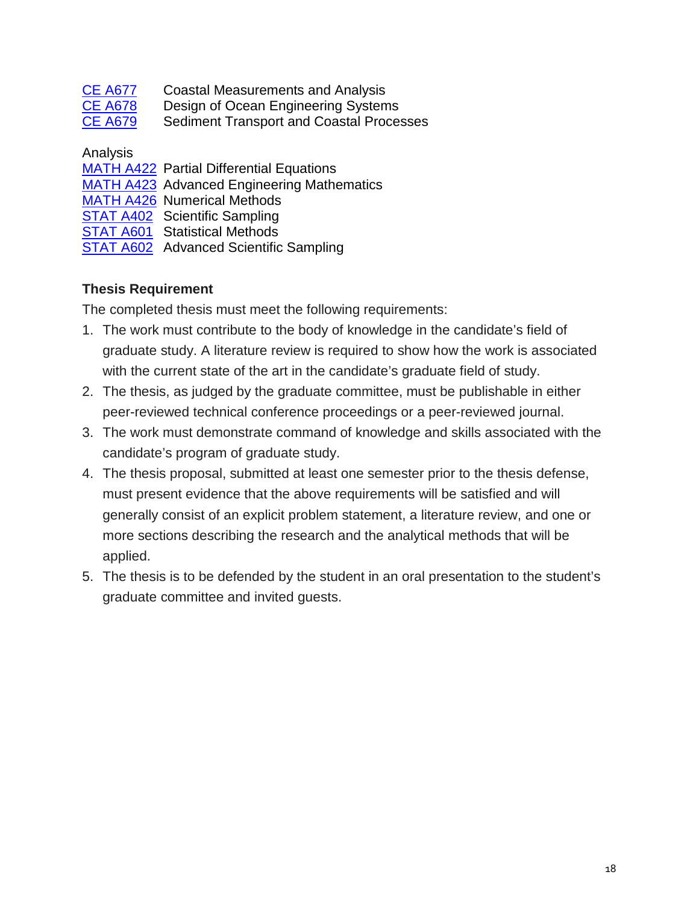CE A677 Coastal Measurements and Analysis
CE A678 Design of Ocean Engineering Systems
CE A679 Sediment Transport and Coastal Processes

Analysis
MATH A422 Partial Differential Equations
MATH A423 Advanced Engineering Mathematics
MATH A426 Numerical Methods
STAT A402 Scientific Sampling
STAT A601 Statistical Methods
STAT A602 Advanced Scientific Sampling

**Thesis Requirement**

The completed thesis must meet the following requirements:

1. The work must contribute to the body of knowledge in the candidate's field of graduate study. A literature review is required to show how the work is associated with the current state of the art in the candidate's graduate field of study.
2. The thesis, as judged by the graduate committee, must be publishable in either peer-reviewed technical conference proceedings or a peer-reviewed journal.
3. The work must demonstrate command of knowledge and skills associated with the candidate's program of graduate study.
4. The thesis proposal, submitted at least one semester prior to the thesis defense, must present evidence that the above requirements will be satisfied and will generally consist of an explicit problem statement, a literature review, and one or more sections describing the research and the analytical methods that will be applied.
5. The thesis is to be defended by the student in an oral presentation to the student's graduate committee and invited guests.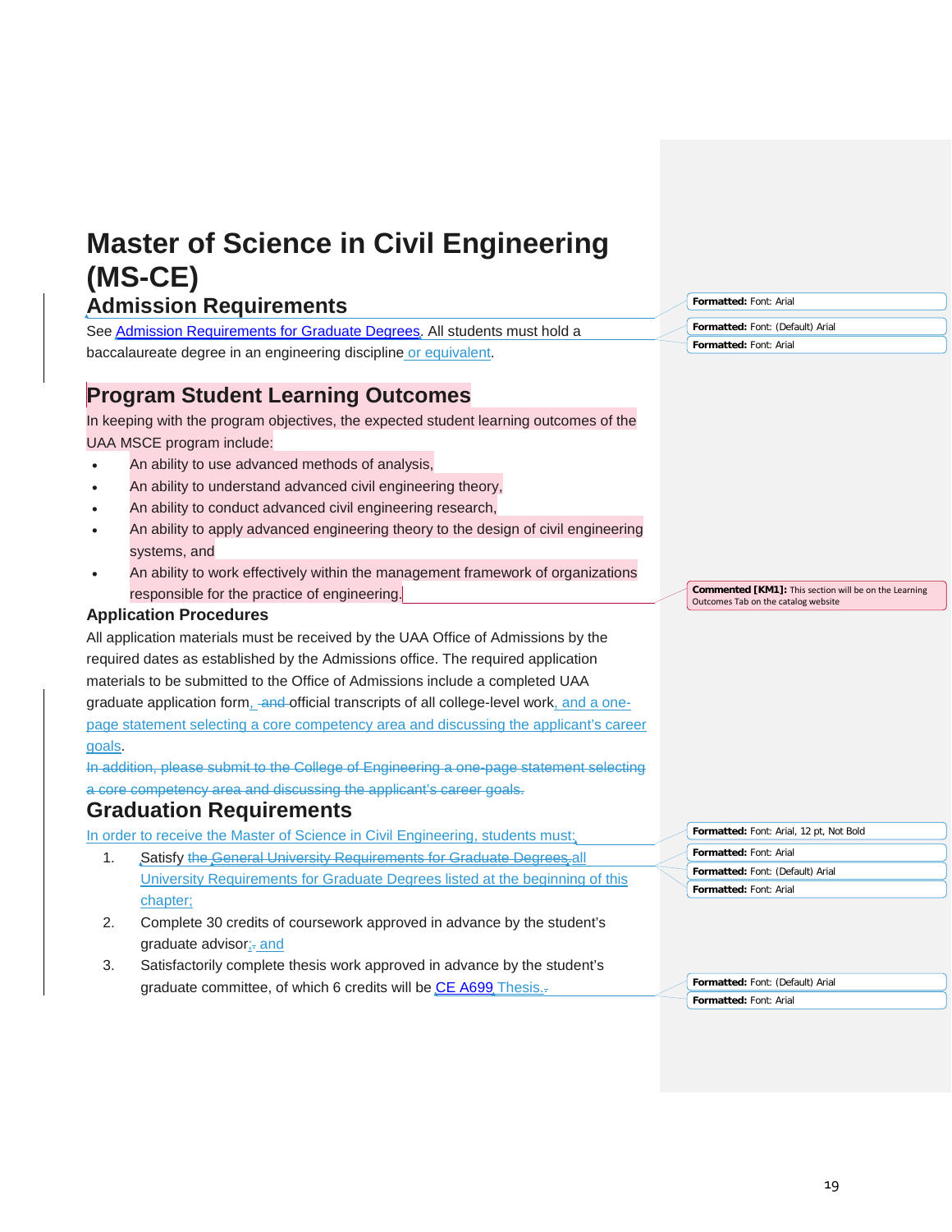# Master of Science in Civil Engineering (MS-CE)

## Admission Requirements

See Admission Requirements for Graduate Degrees. All students must hold a baccalaureate degree in an engineering discipline or equivalent.

## Program Student Learning Outcomes

In keeping with the program objectives, the expected student learning outcomes of the UAA MSCE program include:

- An ability to use advanced methods of analysis,
- An ability to understand advanced civil engineering theory,
- An ability to conduct advanced civil engineering research,
- An ability to apply advanced engineering theory to the design of civil engineering systems, and
- An ability to work effectively within the management framework of organizations responsible for the practice of engineering.

### Application Procedures

All application materials must be received by the UAA Office of Admissions by the required dates as established by the Admissions office. The required application materials to be submitted to the Office of Admissions include a completed UAA graduate application form, and official transcripts of all college-level work, and a one-page statement selecting a core competency area and discussing the applicant's career goals.

~~In addition, please submit to the College of Engineering a one-page statement selecting a core competency area and discussing the applicant's career goals.~~

## Graduation Requirements

In order to receive the Master of Science in Civil Engineering, students must:

1. Satisfy ~~the General University Requirements for Graduate Degrees.~~ all University Requirements for Graduate Degrees listed at the beginning of this chapter;
2. Complete 30 credits of coursework approved in advance by the student's graduate advisor; and
3. Satisfactorily complete thesis work approved in advance by the student's graduate committee, of which 6 credits will be CE A699 Thesis.

**Commented [KM1]:** This section will be on the Learning Outcomes Tab on the catalog website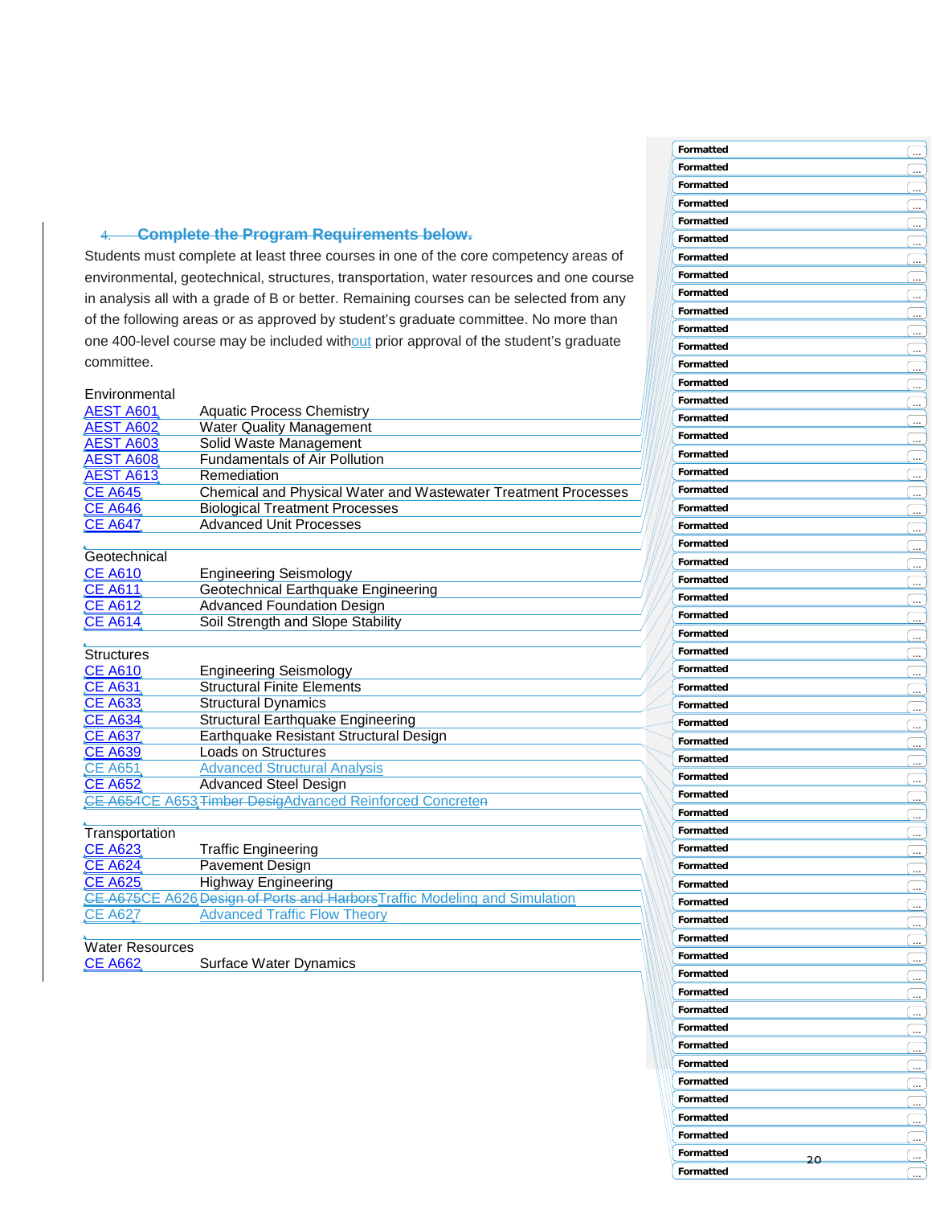4. Complete the Program Requirements below.

Students must complete at least three courses in one of the core competency areas of environmental, geotechnical, structures, transportation, water resources and one course in analysis all with a grade of B or better. Remaining courses can be selected from any of the following areas or as approved by student's graduate committee. No more than one 400-level course may be included without prior approval of the student's graduate committee.

Environmental

| | |
|---|---|
| AEST A601 | Aquatic Process Chemistry |
| AEST A602 | Water Quality Management |
| AEST A603 | Solid Waste Management |
| AEST A608 | Fundamentals of Air Pollution |
| AEST A613 | Remediation |
| CE A645 | Chemical and Physical Water and Wastewater Treatment Processes |
| CE A646 | Biological Treatment Processes |
| CE A647 | Advanced Unit Processes |

Geotechnical

| | |
|---|---|
| CE A610 | Engineering Seismology |
| CE A611 | Geotechnical Earthquake Engineering |
| CE A612 | Advanced Foundation Design |
| CE A614 | Soil Strength and Slope Stability |

Structures

| | |
|---|---|
| CE A610 | Engineering Seismology |
| CE A631 | Structural Finite Elements |
| CE A633 | Structural Dynamics |
| CE A634 | Structural Earthquake Engineering |
| CE A637 | Earthquake Resistant Structural Design |
| CE A639 | Loads on Structures |
| CE A651 | Advanced Structural Analysis |
| CE A652 | Advanced Steel Design |
| ~~CE A654~~ CE A653 | ~~Timber Desig~~ Advanced Reinforced Concrete~~n~~ |

Transportation

| | |
|---|---|
| CE A623 | Traffic Engineering |
| CE A624 | Pavement Design |
| CE A625 | Highway Engineering |
| ~~CE A675~~ CE A626 | ~~Design of Ports and Harbors~~ Traffic Modeling and Simulation |
| CE A627 | Advanced Traffic Flow Theory |

Water Resources

| | |
|---|---|
| CE A662 | Surface Water Dynamics |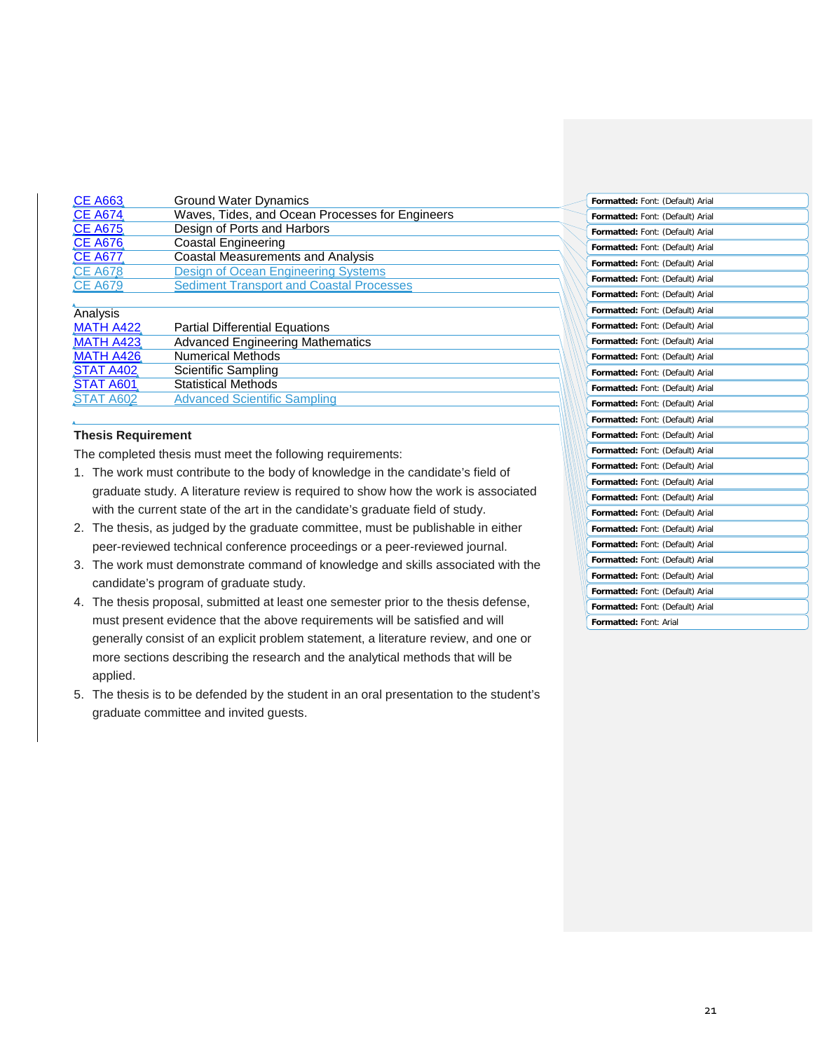| | |
|---|---|
| CE A663 | Ground Water Dynamics |
| CE A674 | Waves, Tides, and Ocean Processes for Engineers |
| CE A675 | Design of Ports and Harbors |
| CE A676 | Coastal Engineering |
| CE A677 | Coastal Measurements and Analysis |
| CE A678 | Design of Ocean Engineering Systems |
| CE A679 | Sediment Transport and Coastal Processes |

Analysis

| | |
|---|---|
| MATH A422 | Partial Differential Equations |
| MATH A423 | Advanced Engineering Mathematics |
| MATH A426 | Numerical Methods |
| STAT A402 | Scientific Sampling |
| STAT A601 | Statistical Methods |
| STAT A602 | Advanced Scientific Sampling |

**Thesis Requirement**

The completed thesis must meet the following requirements:

1. The work must contribute to the body of knowledge in the candidate's field of graduate study. A literature review is required to show how the work is associated with the current state of the art in the candidate's graduate field of study.
2. The thesis, as judged by the graduate committee, must be publishable in either peer-reviewed technical conference proceedings or a peer-reviewed journal.
3. The work must demonstrate command of knowledge and skills associated with the candidate's program of graduate study.
4. The thesis proposal, submitted at least one semester prior to the thesis defense, must present evidence that the above requirements will be satisfied and will generally consist of an explicit problem statement, a literature review, and one or more sections describing the research and the analytical methods that will be applied.
5. The thesis is to be defended by the student in an oral presentation to the student's graduate committee and invited guests.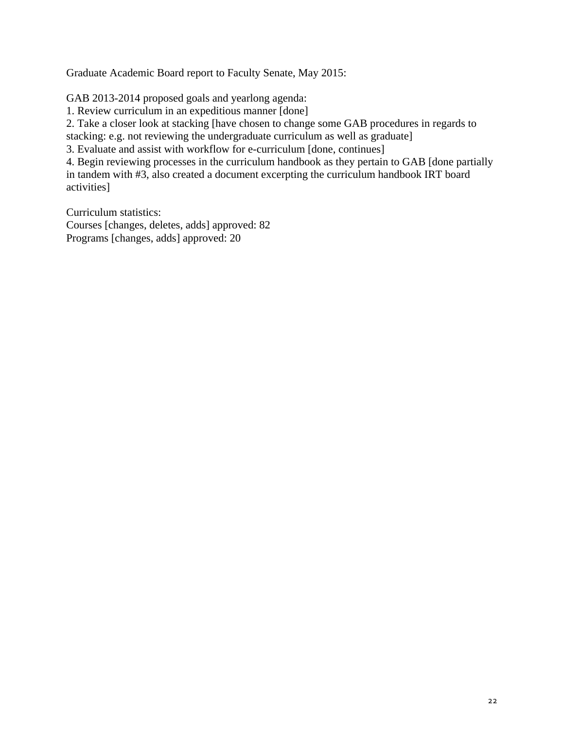Graduate Academic Board report to Faculty Senate, May 2015:

GAB 2013-2014 proposed goals and yearlong agenda:

1. Review curriculum in an expeditious manner [done]
2. Take a closer look at stacking [have chosen to change some GAB procedures in regards to stacking: e.g. not reviewing the undergraduate curriculum as well as graduate]
3. Evaluate and assist with workflow for e-curriculum [done, continues]
4. Begin reviewing processes in the curriculum handbook as they pertain to GAB [done partially in tandem with #3, also created a document excerpting the curriculum handbook IRT board activities]

Curriculum statistics:
Courses [changes, deletes, adds] approved: 82
Programs [changes, adds] approved: 20